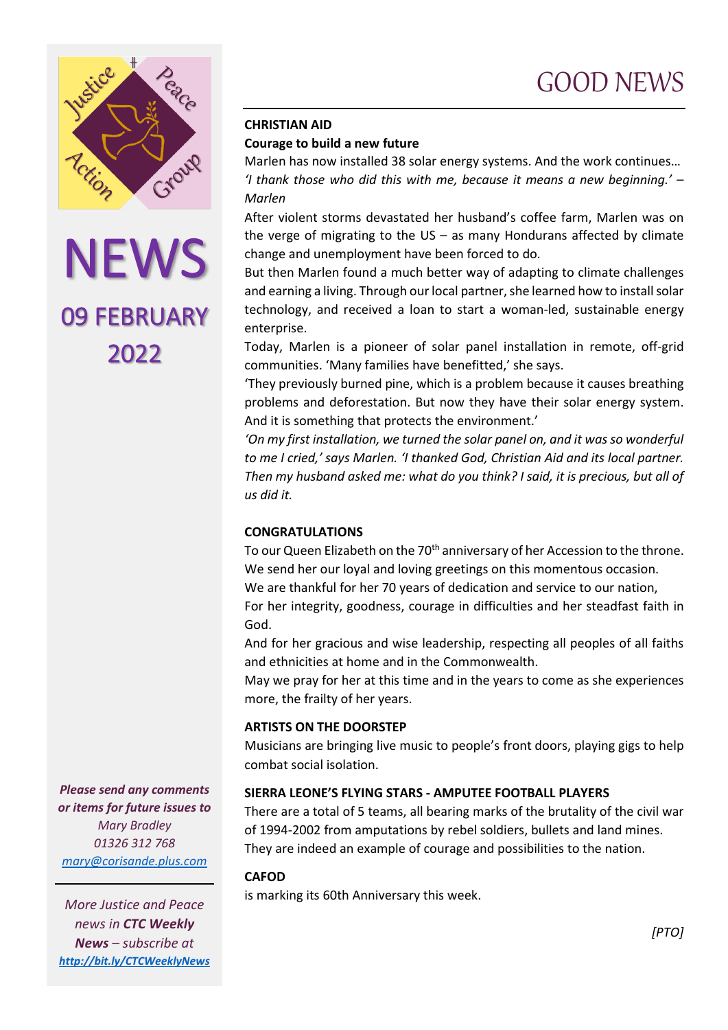Justice Peace Action Group

# NEWS

## 09 FEBRUARY 2022

***Please send any comments or items for future issues to***
*Mary Bradley*
*01326 312 768*
*mary@corisande.plus.com*

---

*More Justice and Peace news in **CTC Weekly News** – subscribe at* ***http://bit.ly/CTCWeeklyNews***

# GOOD NEWS

---

**CHRISTIAN AID**

**Courage to build a new future**

Marlen has now installed 38 solar energy systems. And the work continues…

*'I thank those who did this with me, because it means a new beginning.' – Marlen*

After violent storms devastated her husband's coffee farm, Marlen was on the verge of migrating to the US – as many Hondurans affected by climate change and unemployment have been forced to do.

But then Marlen found a much better way of adapting to climate challenges and earning a living. Through our local partner, she learned how to install solar technology, and received a loan to start a woman-led, sustainable energy enterprise.

Today, Marlen is a pioneer of solar panel installation in remote, off-grid communities. 'Many families have benefitted,' she says.

'They previously burned pine, which is a problem because it causes breathing problems and deforestation. But now they have their solar energy system. And it is something that protects the environment.'

*'On my first installation, we turned the solar panel on, and it was so wonderful to me I cried,' says Marlen. 'I thanked God, Christian Aid and its local partner. Then my husband asked me: what do you think? I said, it is precious, but all of us did it.*

**CONGRATULATIONS**

To our Queen Elizabeth on the 70th anniversary of her Accession to the throne.

We send her our loyal and loving greetings on this momentous occasion.

We are thankful for her 70 years of dedication and service to our nation,

For her integrity, goodness, courage in difficulties and her steadfast faith in God.

And for her gracious and wise leadership, respecting all peoples of all faiths and ethnicities at home and in the Commonwealth.

May we pray for her at this time and in the years to come as she experiences more, the frailty of her years.

**ARTISTS ON THE DOORSTEP**

Musicians are bringing live music to people's front doors, playing gigs to help combat social isolation.

**SIERRA LEONE'S FLYING STARS - AMPUTEE FOOTBALL PLAYERS**

There are a total of 5 teams, all bearing marks of the brutality of the civil war of 1994-2002 from amputations by rebel soldiers, bullets and land mines. They are indeed an example of courage and possibilities to the nation.

**CAFOD**

is marking its 60th Anniversary this week.

*[PTO]*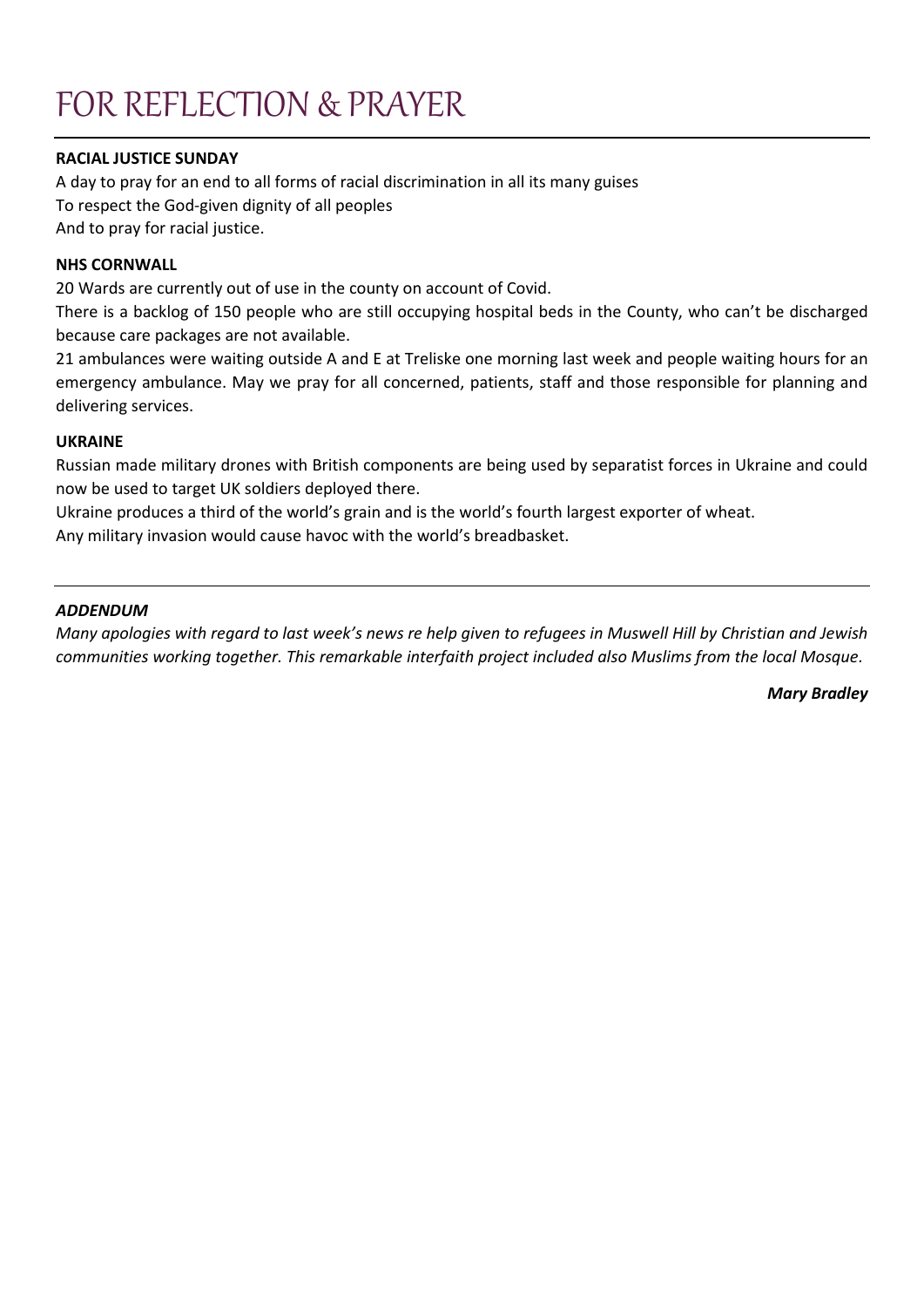# FOR REFLECTION & PRAYER

**RACIAL JUSTICE SUNDAY**

A day to pray for an end to all forms of racial discrimination in all its many guises
To respect the God-given dignity of all peoples
And to pray for racial justice.

**NHS CORNWALL**

20 Wards are currently out of use in the county on account of Covid.

There is a backlog of 150 people who are still occupying hospital beds in the County, who can't be discharged because care packages are not available.

21 ambulances were waiting outside A and E at Treliske one morning last week and people waiting hours for an emergency ambulance. May we pray for all concerned, patients, staff and those responsible for planning and delivering services.

**UKRAINE**

Russian made military drones with British components are being used by separatist forces in Ukraine and could now be used to target UK soldiers deployed there.

Ukraine produces a third of the world's grain and is the world's fourth largest exporter of wheat.

Any military invasion would cause havoc with the world's breadbasket.

---

***ADDENDUM***

*Many apologies with regard to last week's news re help given to refugees in Muswell Hill by Christian and Jewish communities working together. This remarkable interfaith project included also Muslims from the local Mosque.*

***Mary Bradley***